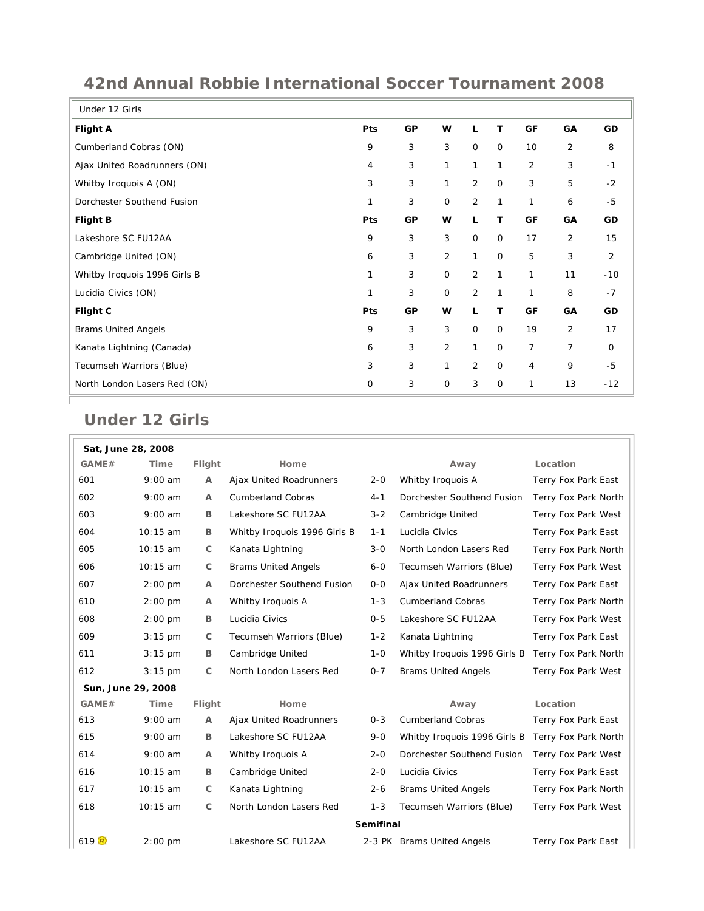# 42nd Annual Robbie International Soccer Tournament 2008

| Under 12 Girls | | | | | | | | |
|---|---|---|---|---|---|---|---|---|
| **Flight A** | **Pts** | **GP** | **W** | **L** | **T** | **GF** | **GA** | **GD** |
| Cumberland Cobras (ON) | 9 | 3 | 3 | 0 | 0 | 10 | 2 | 8 |
| Ajax United Roadrunners (ON) | 4 | 3 | 1 | 1 | 1 | 2 | 3 | -1 |
| Whitby Iroquois A (ON) | 3 | 3 | 1 | 2 | 0 | 3 | 5 | -2 |
| Dorchester Southend Fusion | 1 | 3 | 0 | 2 | 1 | 1 | 6 | -5 |
| **Flight B** | **Pts** | **GP** | **W** | **L** | **T** | **GF** | **GA** | **GD** |
| Lakeshore SC FU12AA | 9 | 3 | 3 | 0 | 0 | 17 | 2 | 15 |
| Cambridge United (ON) | 6 | 3 | 2 | 1 | 0 | 5 | 3 | 2 |
| Whitby Iroquois 1996 Girls B | 1 | 3 | 0 | 2 | 1 | 1 | 11 | -10 |
| Lucidia Civics (ON) | 1 | 3 | 0 | 2 | 1 | 1 | 8 | -7 |
| **Flight C** | **Pts** | **GP** | **W** | **L** | **T** | **GF** | **GA** | **GD** |
| Brams United Angels | 9 | 3 | 3 | 0 | 0 | 19 | 2 | 17 |
| Kanata Lightning (Canada) | 6 | 3 | 2 | 1 | 0 | 7 | 7 | 0 |
| Tecumseh Warriors (Blue) | 3 | 3 | 1 | 2 | 0 | 4 | 9 | -5 |
| North London Lasers Red (ON) | 0 | 3 | 0 | 3 | 0 | 1 | 13 | -12 |

## Under 12 Girls

| GAME# | Time | Flight | Home | | Away | Location |
|---|---|---|---|---|---|---|
| **Sat, June 28, 2008** | | | | | | |
| 601 | 9:00 am | A | Ajax United Roadrunners | 2-0 | Whitby Iroquois A | Terry Fox Park East |
| 602 | 9:00 am | A | Cumberland Cobras | 4-1 | Dorchester Southend Fusion | Terry Fox Park North |
| 603 | 9:00 am | B | Lakeshore SC FU12AA | 3-2 | Cambridge United | Terry Fox Park West |
| 604 | 10:15 am | B | Whitby Iroquois 1996 Girls B | 1-1 | Lucidia Civics | Terry Fox Park East |
| 605 | 10:15 am | C | Kanata Lightning | 3-0 | North London Lasers Red | Terry Fox Park North |
| 606 | 10:15 am | C | Brams United Angels | 6-0 | Tecumseh Warriors (Blue) | Terry Fox Park West |
| 607 | 2:00 pm | A | Dorchester Southend Fusion | 0-0 | Ajax United Roadrunners | Terry Fox Park East |
| 610 | 2:00 pm | A | Whitby Iroquois A | 1-3 | Cumberland Cobras | Terry Fox Park North |
| 608 | 2:00 pm | B | Lucidia Civics | 0-5 | Lakeshore SC FU12AA | Terry Fox Park West |
| 609 | 3:15 pm | C | Tecumseh Warriors (Blue) | 1-2 | Kanata Lightning | Terry Fox Park East |
| 611 | 3:15 pm | B | Cambridge United | 1-0 | Whitby Iroquois 1996 Girls B | Terry Fox Park North |
| 612 | 3:15 pm | C | North London Lasers Red | 0-7 | Brams United Angels | Terry Fox Park West |
| **Sun, June 29, 2008** | | | | | | |
| 613 | 9:00 am | A | Ajax United Roadrunners | 0-3 | Cumberland Cobras | Terry Fox Park East |
| 615 | 9:00 am | B | Lakeshore SC FU12AA | 9-0 | Whitby Iroquois 1996 Girls B | Terry Fox Park North |
| 614 | 9:00 am | A | Whitby Iroquois A | 2-0 | Dorchester Southend Fusion | Terry Fox Park West |
| 616 | 10:15 am | B | Cambridge United | 2-0 | Lucidia Civics | Terry Fox Park East |
| 617 | 10:15 am | C | Kanata Lightning | 2-6 | Brams United Angels | Terry Fox Park North |
| 618 | 10:15 am | C | North London Lasers Red | 1-3 | Tecumseh Warriors (Blue) | Terry Fox Park West |
| | | | | **Semifinal** | | |
| 619 ® | 2:00 pm | | Lakeshore SC FU12AA | 2-3 PK | Brams United Angels | Terry Fox Park East |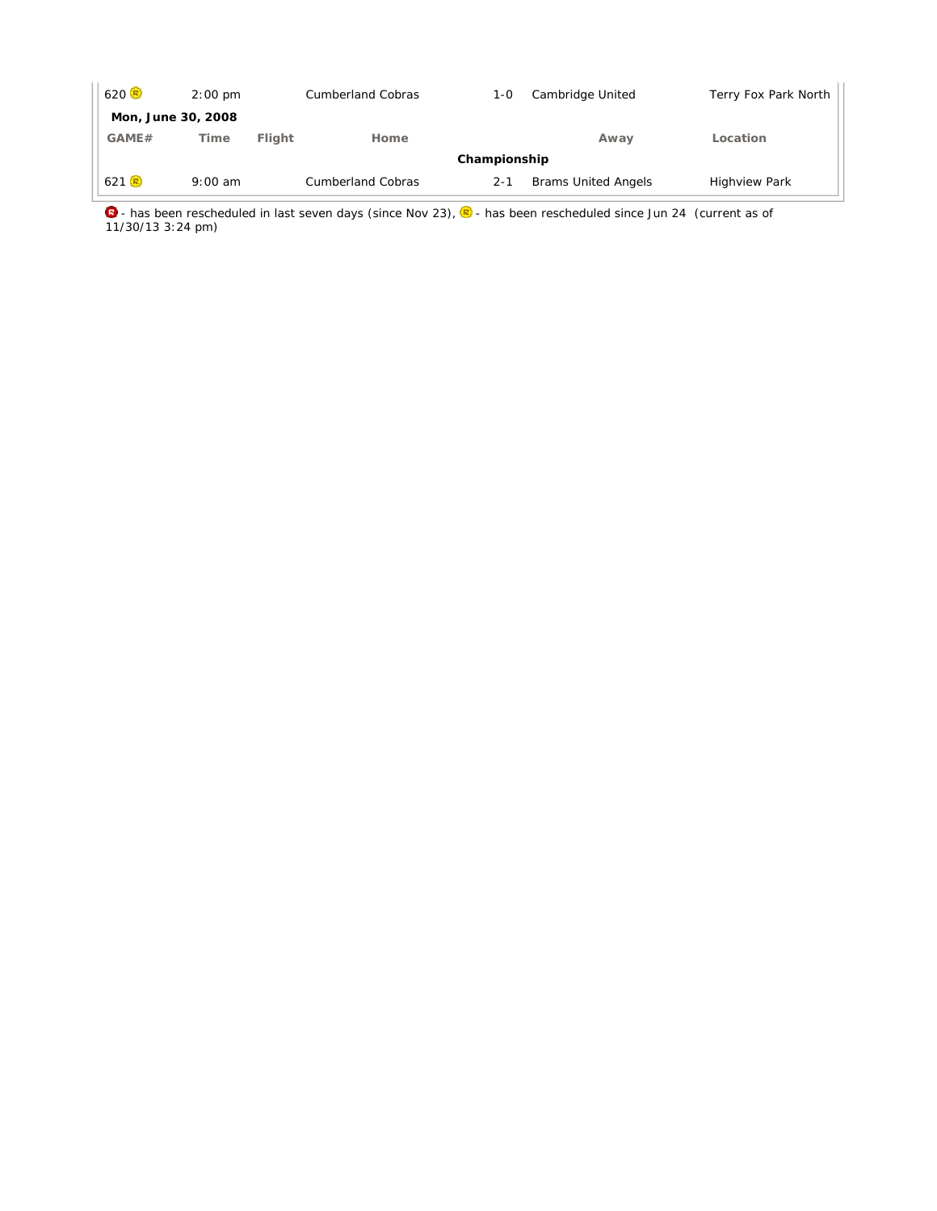| GAME# | Time | Flight | Home | | Away | Location |
|---|---|---|---|---|---|---|
| 620 (R) | 2:00 pm | | Cumberland Cobras | 1-0 | Cambridge United | Terry Fox Park North |

**Mon, June 30, 2008**

| GAME# | Time | Flight | Home | | Away | Location |
|---|---|---|---|---|---|---|
| | | | | **Championship** | | |
| 621 (R) | 9:00 am | | Cumberland Cobras | 2-1 | Brams United Angels | Highview Park |

(R) - has been rescheduled in last seven days (since Nov 23), (R) - has been rescheduled since Jun 24 (current as of 11/30/13 3:24 pm)